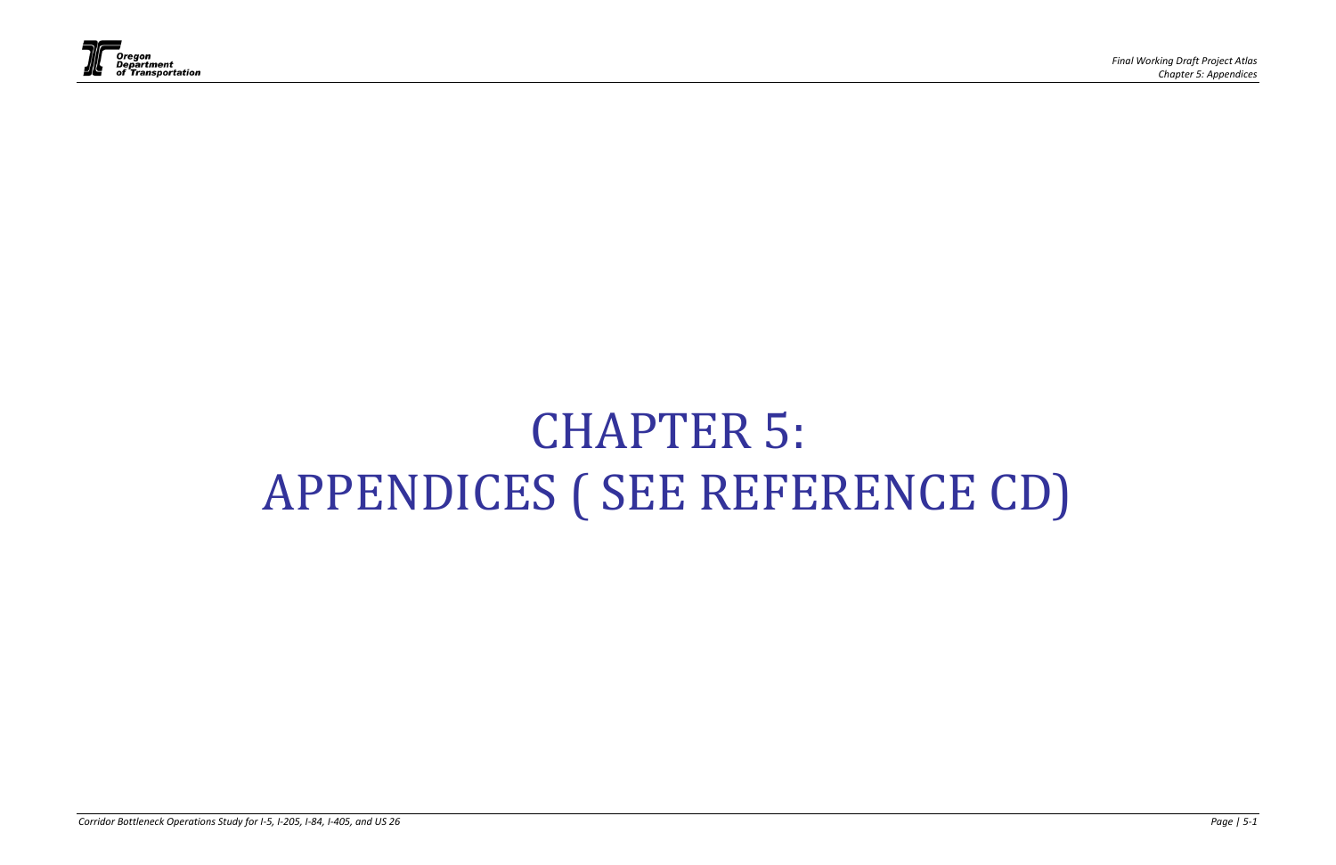# CHAPTER 5: APPENDICES ( SEE REFERENCE CD)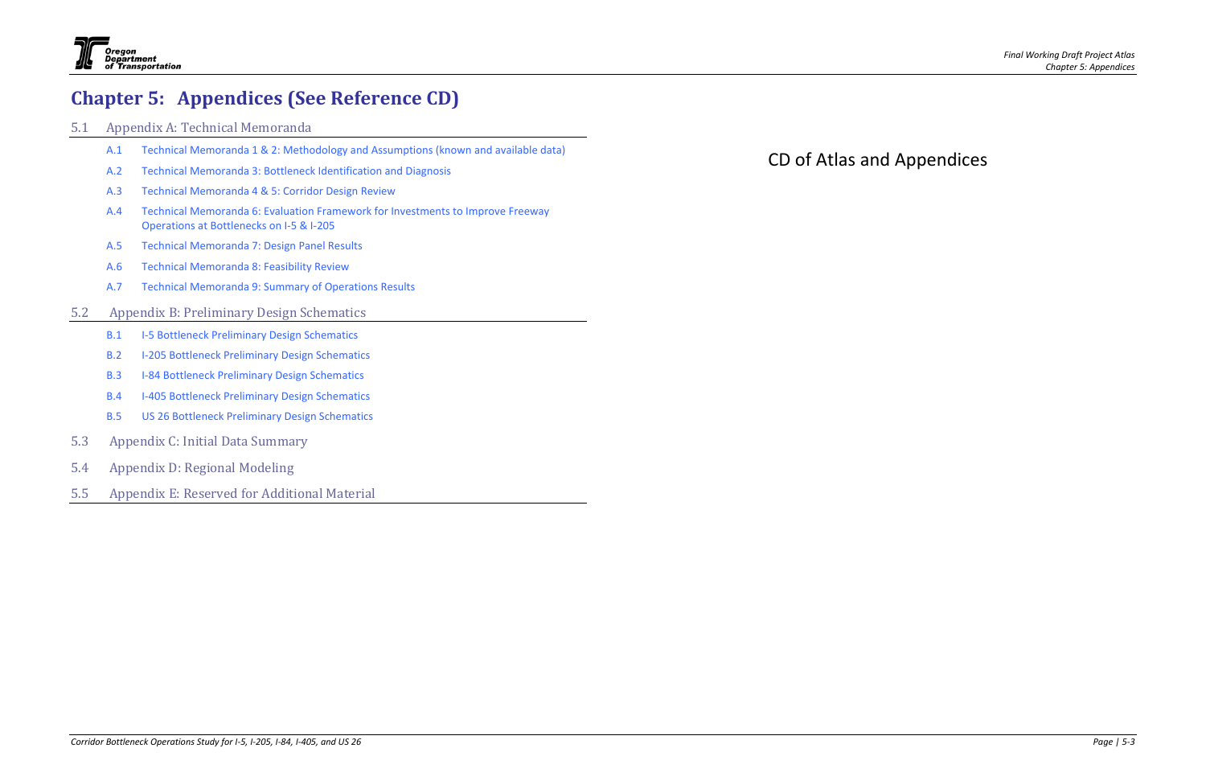# Chapter 5: Appendices (See Reference CD)

## 5.1 Appendix A: Technical Memoranda

- A.1 Technical Memoranda 1 & 2: Methodology and Assumptions (known and available data)
- A.2 Technical Memoranda 3: Bottleneck Identification and Diagnosis
- A.3 Technical Memoranda 4 & 5: Corridor Design Review
- A.4 Technical Memoranda 6: Evaluation Framework for Investments to Improve Freeway Operations at Bottlenecks on I-5 & I-205
- A.5 Technical Memoranda 7: Design Panel Results
- A.6 Technical Memoranda 8: Feasibility Review
- A.7 Technical Memoranda 9: Summary of Operations Results

## 5.2 Appendix B: Preliminary Design Schematics

- B.1 I-5 Bottleneck Preliminary Design Schematics
- B.2 I-205 Bottleneck Preliminary Design Schematics
- B.3 I-84 Bottleneck Preliminary Design Schematics
- B.4 I-405 Bottleneck Preliminary Design Schematics
- B.5 US 26 Bottleneck Preliminary Design Schematics

## 5.3 Appendix C: Initial Data Summary

## 5.4 Appendix D: Regional Modeling

## 5.5 Appendix E: Reserved for Additional Material

CD of Atlas and Appendices